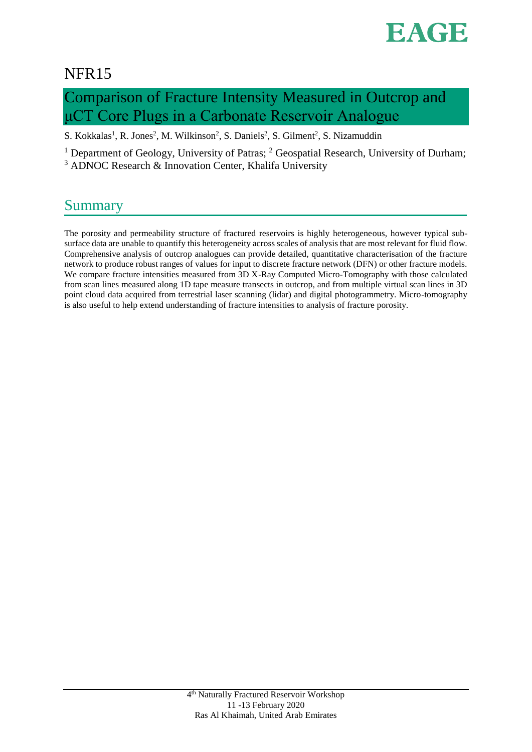NFR15

# Comparison of Fracture Intensity Measured in Outcrop and µCT Core Plugs in a Carbonate Reservoir Analogue

S. Kokkalas[1], R. Jones[2], M. Wilkinson[2], S. Daniels[2], S. Gilment[2], S. Nizamuddin

[1] Department of Geology, University of Patras; [2] Geospatial Research, University of Durham; [3] ADNOC Research & Innovation Center, Khalifa University

## Summary

The porosity and permeability structure of fractured reservoirs is highly heterogeneous, however typical sub-surface data are unable to quantify this heterogeneity across scales of analysis that are most relevant for fluid flow. Comprehensive analysis of outcrop analogues can provide detailed, quantitative characterisation of the fracture network to produce robust ranges of values for input to discrete fracture network (DFN) or other fracture models. We compare fracture intensities measured from 3D X-Ray Computed Micro-Tomography with those calculated from scan lines measured along 1D tape measure transects in outcrop, and from multiple virtual scan lines in 3D point cloud data acquired from terrestrial laser scanning (lidar) and digital photogrammetry. Micro-tomography is also useful to help extend understanding of fracture intensities to analysis of fracture porosity.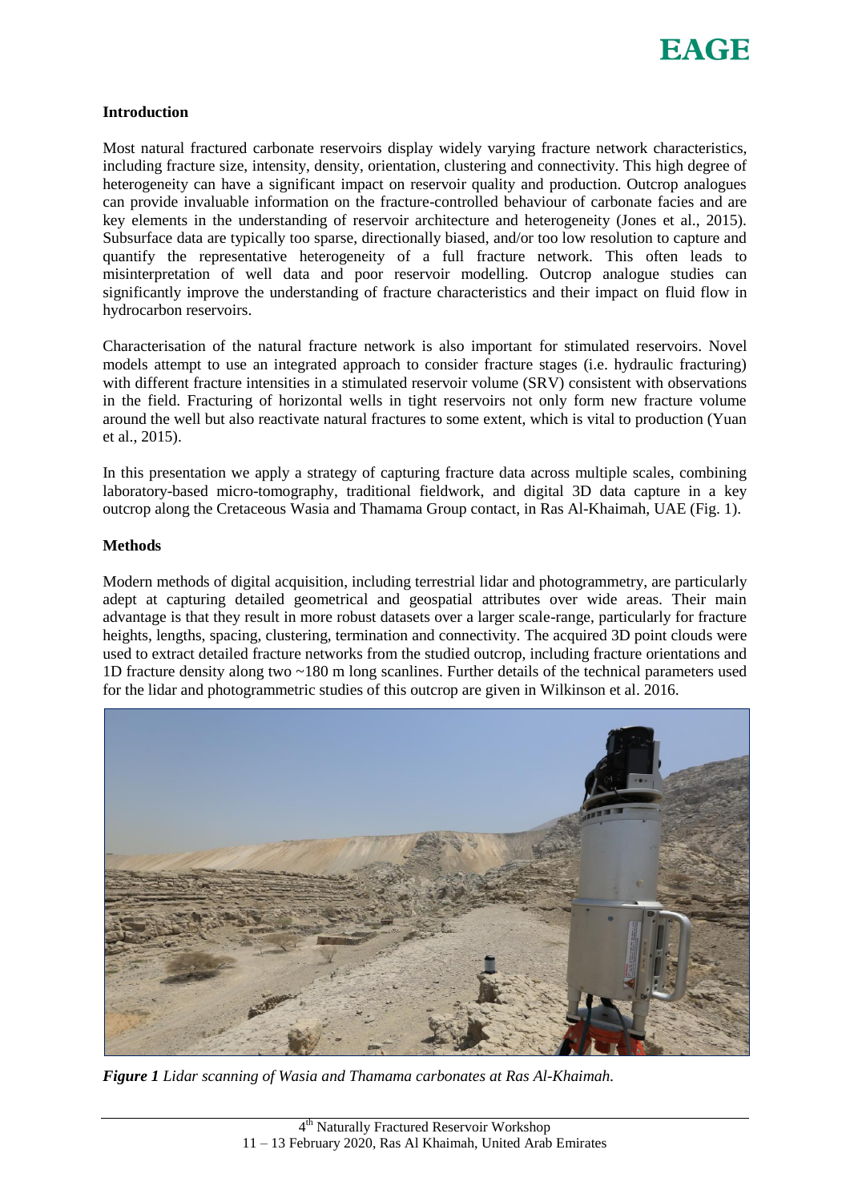## Introduction

Most natural fractured carbonate reservoirs display widely varying fracture network characteristics, including fracture size, intensity, density, orientation, clustering and connectivity. This high degree of heterogeneity can have a significant impact on reservoir quality and production. Outcrop analogues can provide invaluable information on the fracture-controlled behaviour of carbonate facies and are key elements in the understanding of reservoir architecture and heterogeneity (Jones et al., 2015). Subsurface data are typically too sparse, directionally biased, and/or too low resolution to capture and quantify the representative heterogeneity of a full fracture network. This often leads to misinterpretation of well data and poor reservoir modelling. Outcrop analogue studies can significantly improve the understanding of fracture characteristics and their impact on fluid flow in hydrocarbon reservoirs.

Characterisation of the natural fracture network is also important for stimulated reservoirs. Novel models attempt to use an integrated approach to consider fracture stages (i.e. hydraulic fracturing) with different fracture intensities in a stimulated reservoir volume (SRV) consistent with observations in the field. Fracturing of horizontal wells in tight reservoirs not only form new fracture volume around the well but also reactivate natural fractures to some extent, which is vital to production (Yuan et al., 2015).

In this presentation we apply a strategy of capturing fracture data across multiple scales, combining laboratory-based micro-tomography, traditional fieldwork, and digital 3D data capture in a key outcrop along the Cretaceous Wasia and Thamama Group contact, in Ras Al-Khaimah, UAE (Fig. 1).

## Methods

Modern methods of digital acquisition, including terrestrial lidar and photogrammetry, are particularly adept at capturing detailed geometrical and geospatial attributes over wide areas. Their main advantage is that they result in more robust datasets over a larger scale-range, particularly for fracture heights, lengths, spacing, clustering, termination and connectivity. The acquired 3D point clouds were used to extract detailed fracture networks from the studied outcrop, including fracture orientations and 1D fracture density along two ~180 m long scanlines. Further details of the technical parameters used for the lidar and photogrammetric studies of this outcrop are given in Wilkinson et al. 2016.

***Figure 1*** *Lidar scanning of Wasia and Thamama carbonates at Ras Al-Khaimah.*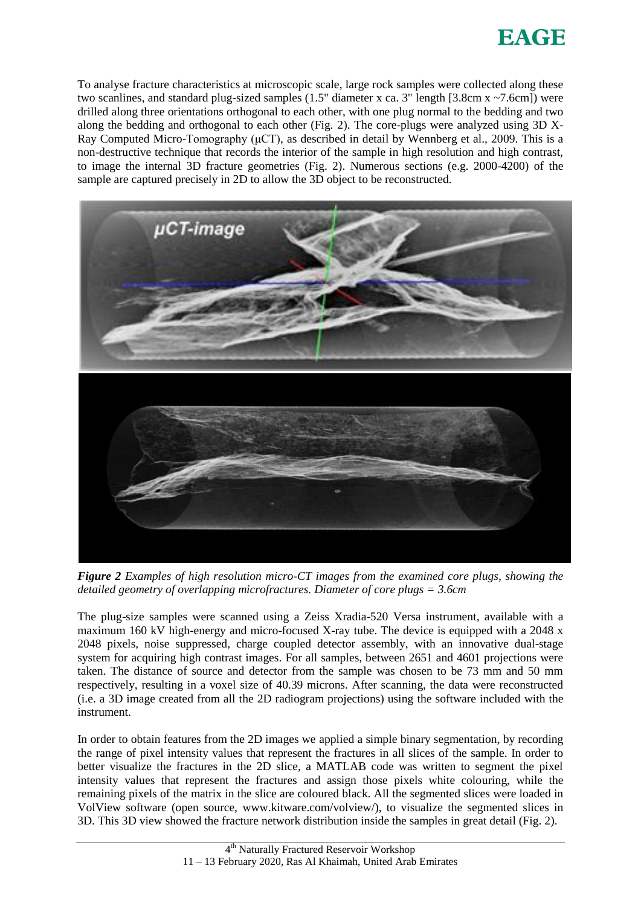To analyse fracture characteristics at microscopic scale, large rock samples were collected along these two scanlines, and standard plug-sized samples (1.5" diameter x ca. 3" length [3.8cm x ~7.6cm]) were drilled along three orientations orthogonal to each other, with one plug normal to the bedding and two along the bedding and orthogonal to each other (Fig. 2). The core-plugs were analyzed using 3D X-Ray Computed Micro-Tomography (μCT), as described in detail by Wennberg et al., 2009. This is a non-destructive technique that records the interior of the sample in high resolution and high contrast, to image the internal 3D fracture geometries (Fig. 2). Numerous sections (e.g. 2000-4200) of the sample are captured precisely in 2D to allow the 3D object to be reconstructed.

***Figure 2*** *Examples of high resolution micro-CT images from the examined core plugs, showing the detailed geometry of overlapping microfractures. Diameter of core plugs = 3.6cm*

The plug-size samples were scanned using a Zeiss Xradia-520 Versa instrument, available with a maximum 160 kV high-energy and micro-focused X-ray tube. The device is equipped with a 2048 x 2048 pixels, noise suppressed, charge coupled detector assembly, with an innovative dual-stage system for acquiring high contrast images. For all samples, between 2651 and 4601 projections were taken. The distance of source and detector from the sample was chosen to be 73 mm and 50 mm respectively, resulting in a voxel size of 40.39 microns. After scanning, the data were reconstructed (i.e. a 3D image created from all the 2D radiogram projections) using the software included with the instrument.

In order to obtain features from the 2D images we applied a simple binary segmentation, by recording the range of pixel intensity values that represent the fractures in all slices of the sample. In order to better visualize the fractures in the 2D slice, a MATLAB code was written to segment the pixel intensity values that represent the fractures and assign those pixels white colouring, while the remaining pixels of the matrix in the slice are coloured black. All the segmented slices were loaded in VolView software (open source, www.kitware.com/volview/), to visualize the segmented slices in 3D. This 3D view showed the fracture network distribution inside the samples in great detail (Fig. 2).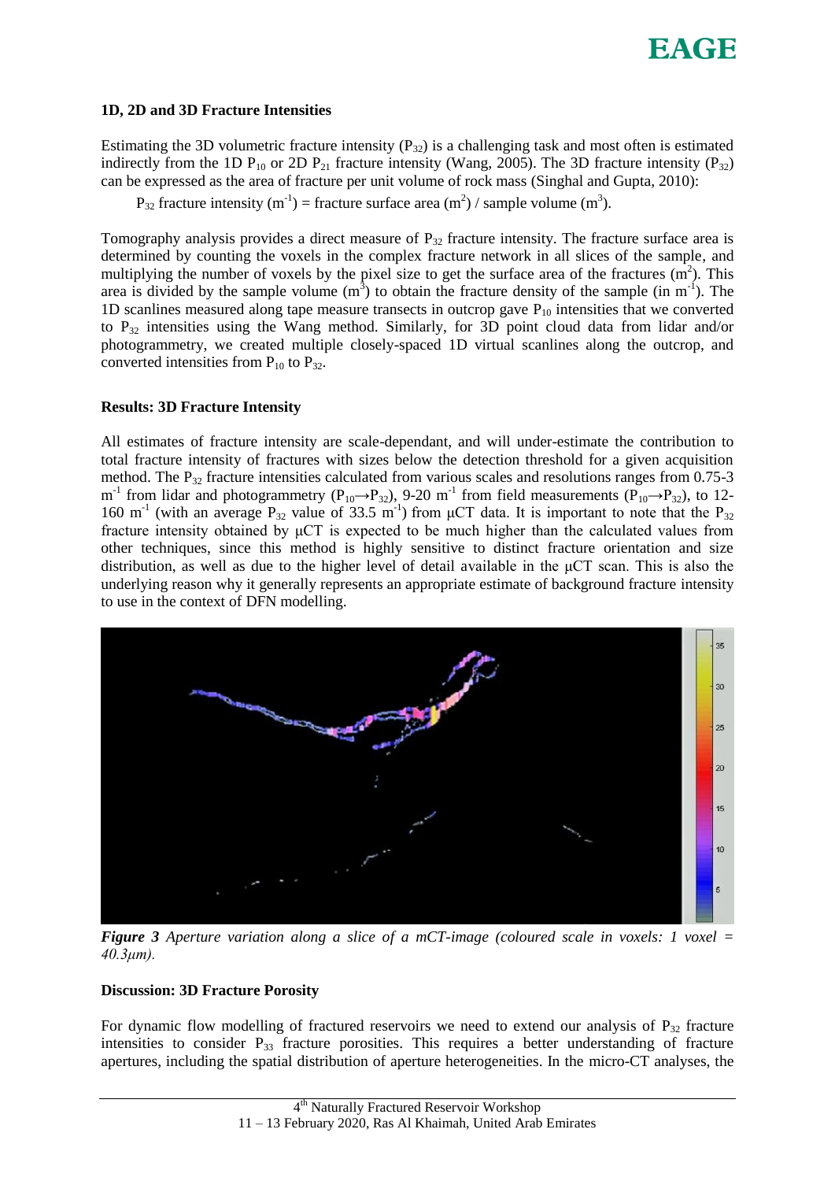### 1D, 2D and 3D Fracture Intensities

Estimating the 3D volumetric fracture intensity ($P_{32}$) is a challenging task and most often is estimated indirectly from the 1D $P_{10}$ or 2D $P_{21}$ fracture intensity (Wang, 2005). The 3D fracture intensity ($P_{32}$) can be expressed as the area of fracture per unit volume of rock mass (Singhal and Gupta, 2010):

$P_{32}$ fracture intensity ($m^{-1}$) = fracture surface area ($m^2$) / sample volume ($m^3$).

Tomography analysis provides a direct measure of $P_{32}$ fracture intensity. The fracture surface area is determined by counting the voxels in the complex fracture network in all slices of the sample, and multiplying the number of voxels by the pixel size to get the surface area of the fractures ($m^2$). This area is divided by the sample volume ($m^3$) to obtain the fracture density of the sample (in $m^{-1}$). The 1D scanlines measured along tape measure transects in outcrop gave $P_{10}$ intensities that we converted to $P_{32}$ intensities using the Wang method. Similarly, for 3D point cloud data from lidar and/or photogrammetry, we created multiple closely-spaced 1D virtual scanlines along the outcrop, and converted intensities from $P_{10}$ to $P_{32}$.

### Results: 3D Fracture Intensity

All estimates of fracture intensity are scale-dependant, and will under-estimate the contribution to total fracture intensity of fractures with sizes below the detection threshold for a given acquisition method. The $P_{32}$ fracture intensities calculated from various scales and resolutions ranges from 0.75-3 $m^{-1}$ from lidar and photogrammetry ($P_{10} \rightarrow P_{32}$), 9-20 $m^{-1}$ from field measurements ($P_{10} \rightarrow P_{32}$), to 12-160 $m^{-1}$ (with an average $P_{32}$ value of 33.5 $m^{-1}$) from µCT data. It is important to note that the $P_{32}$ fracture intensity obtained by µCT is expected to be much higher than the calculated values from other techniques, since this method is highly sensitive to distinct fracture orientation and size distribution, as well as due to the higher level of detail available in the µCT scan. This is also the underlying reason why it generally represents an appropriate estimate of background fracture intensity to use in the context of DFN modelling.

***Figure 3*** *Aperture variation along a slice of a mCT-image (coloured scale in voxels: 1 voxel = 40.3µm).*

### Discussion: 3D Fracture Porosity

For dynamic flow modelling of fractured reservoirs we need to extend our analysis of $P_{32}$ fracture intensities to consider $P_{33}$ fracture porosities. This requires a better understanding of fracture apertures, including the spatial distribution of aperture heterogeneities. In the micro-CT analyses, the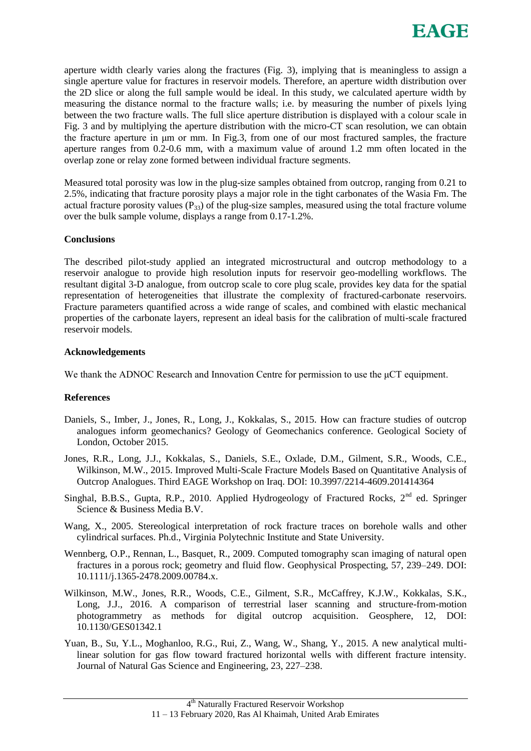aperture width clearly varies along the fractures (Fig. 3), implying that is meaningless to assign a single aperture value for fractures in reservoir models. Therefore, an aperture width distribution over the 2D slice or along the full sample would be ideal. In this study, we calculated aperture width by measuring the distance normal to the fracture walls; i.e. by measuring the number of pixels lying between the two fracture walls. The full slice aperture distribution is displayed with a colour scale in Fig. 3 and by multiplying the aperture distribution with the micro-CT scan resolution, we can obtain the fracture aperture in μm or mm. In Fig.3, from one of our most fractured samples, the fracture aperture ranges from 0.2-0.6 mm, with a maximum value of around 1.2 mm often located in the overlap zone or relay zone formed between individual fracture segments.

Measured total porosity was low in the plug-size samples obtained from outcrop, ranging from 0.21 to 2.5%, indicating that fracture porosity plays a major role in the tight carbonates of the Wasia Fm. The actual fracture porosity values ($P_{33}$) of the plug-size samples, measured using the total fracture volume over the bulk sample volume, displays a range from 0.17-1.2%.

**Conclusions**

The described pilot-study applied an integrated microstructural and outcrop methodology to a reservoir analogue to provide high resolution inputs for reservoir geo-modelling workflows. The resultant digital 3-D analogue, from outcrop scale to core plug scale, provides key data for the spatial representation of heterogeneities that illustrate the complexity of fractured-carbonate reservoirs. Fracture parameters quantified across a wide range of scales, and combined with elastic mechanical properties of the carbonate layers, represent an ideal basis for the calibration of multi-scale fractured reservoir models.

**Acknowledgements**

We thank the ADNOC Research and Innovation Centre for permission to use the μCT equipment.

**References**

Daniels, S., Imber, J., Jones, R., Long, J., Kokkalas, S., 2015. How can fracture studies of outcrop analogues inform geomechanics? Geology of Geomechanics conference. Geological Society of London, October 2015.

Jones, R.R., Long, J.J., Kokkalas, S., Daniels, S.E., Oxlade, D.M., Gilment, S.R., Woods, C.E., Wilkinson, M.W., 2015. Improved Multi-Scale Fracture Models Based on Quantitative Analysis of Outcrop Analogues. Third EAGE Workshop on Iraq. DOI: 10.3997/2214-4609.201414364

Singhal, B.B.S., Gupta, R.P., 2010. Applied Hydrogeology of Fractured Rocks, 2nd ed. Springer Science & Business Media B.V.

Wang, X., 2005. Stereological interpretation of rock fracture traces on borehole walls and other cylindrical surfaces. Ph.d., Virginia Polytechnic Institute and State University.

Wennberg, O.P., Rennan, L., Basquet, R., 2009. Computed tomography scan imaging of natural open fractures in a porous rock; geometry and fluid flow. Geophysical Prospecting, 57, 239–249. DOI: 10.1111/j.1365-2478.2009.00784.x.

Wilkinson, M.W., Jones, R.R., Woods, C.E., Gilment, S.R., McCaffrey, K.J.W., Kokkalas, S.K., Long, J.J., 2016. A comparison of terrestrial laser scanning and structure-from-motion photogrammetry as methods for digital outcrop acquisition. Geosphere, 12, DOI: 10.1130/GES01342.1

Yuan, B., Su, Y.L., Moghanloo, R.G., Rui, Z., Wang, W., Shang, Y., 2015. A new analytical multi-linear solution for gas flow toward fractured horizontal wells with different fracture intensity. Journal of Natural Gas Science and Engineering, 23, 227–238.